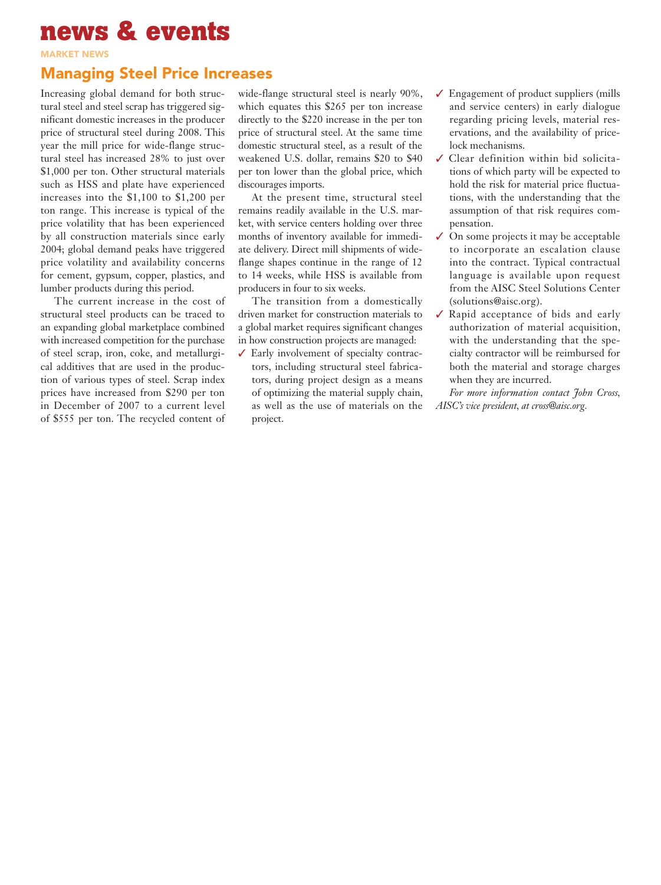# news & events

MARKET NEWS

## Managing Steel Price Increases

Increasing global demand for both structural steel and steel scrap has triggered significant domestic increases in the producer price of structural steel during 2008. This year the mill price for wide-flange structural steel has increased 28% to just over $1,000 per ton. Other structural materials such as HSS and plate have experienced increases into the $1,100 to $1,200 per ton range. This increase is typical of the price volatility that has been experienced by all construction materials since early 2004; global demand peaks have triggered price volatility and availability concerns for cement, gypsum, copper, plastics, and lumber products during this period.

The current increase in the cost of structural steel products can be traced to an expanding global marketplace combined with increased competition for the purchase of steel scrap, iron, coke, and metallurgical additives that are used in the production of various types of steel. Scrap index prices have increased from $290 per ton in December of 2007 to a current level of $555 per ton. The recycled content of wide-flange structural steel is nearly 90%, which equates this $265 per ton increase directly to the $220 increase in the per ton price of structural steel. At the same time domestic structural steel, as a result of the weakened U.S. dollar, remains $20 to $40 per ton lower than the global price, which discourages imports.

At the present time, structural steel remains readily available in the U.S. market, with service centers holding over three months of inventory available for immediate delivery. Direct mill shipments of wide-flange shapes continue in the range of 12 to 14 weeks, while HSS is available from producers in four to six weeks.

The transition from a domestically driven market for construction materials to a global market requires significant changes in how construction projects are managed:

- ✓ Early involvement of specialty contractors, including structural steel fabricators, during project design as a means of optimizing the material supply chain, as well as the use of materials on the project.
- ✓ Engagement of product suppliers (mills and service centers) in early dialogue regarding pricing levels, material reservations, and the availability of price-lock mechanisms.
- ✓ Clear definition within bid solicitations of which party will be expected to hold the risk for material price fluctuations, with the understanding that the assumption of that risk requires compensation.
- ✓ On some projects it may be acceptable to incorporate an escalation clause into the contract. Typical contractual language is available upon request from the AISC Steel Solutions Center (solutions@aisc.org).
- ✓ Rapid acceptance of bids and early authorization of material acquisition, with the understanding that the specialty contractor will be reimbursed for both the material and storage charges when they are incurred.

*For more information contact John Cross, AISC's vice president, at cross@aisc.org.*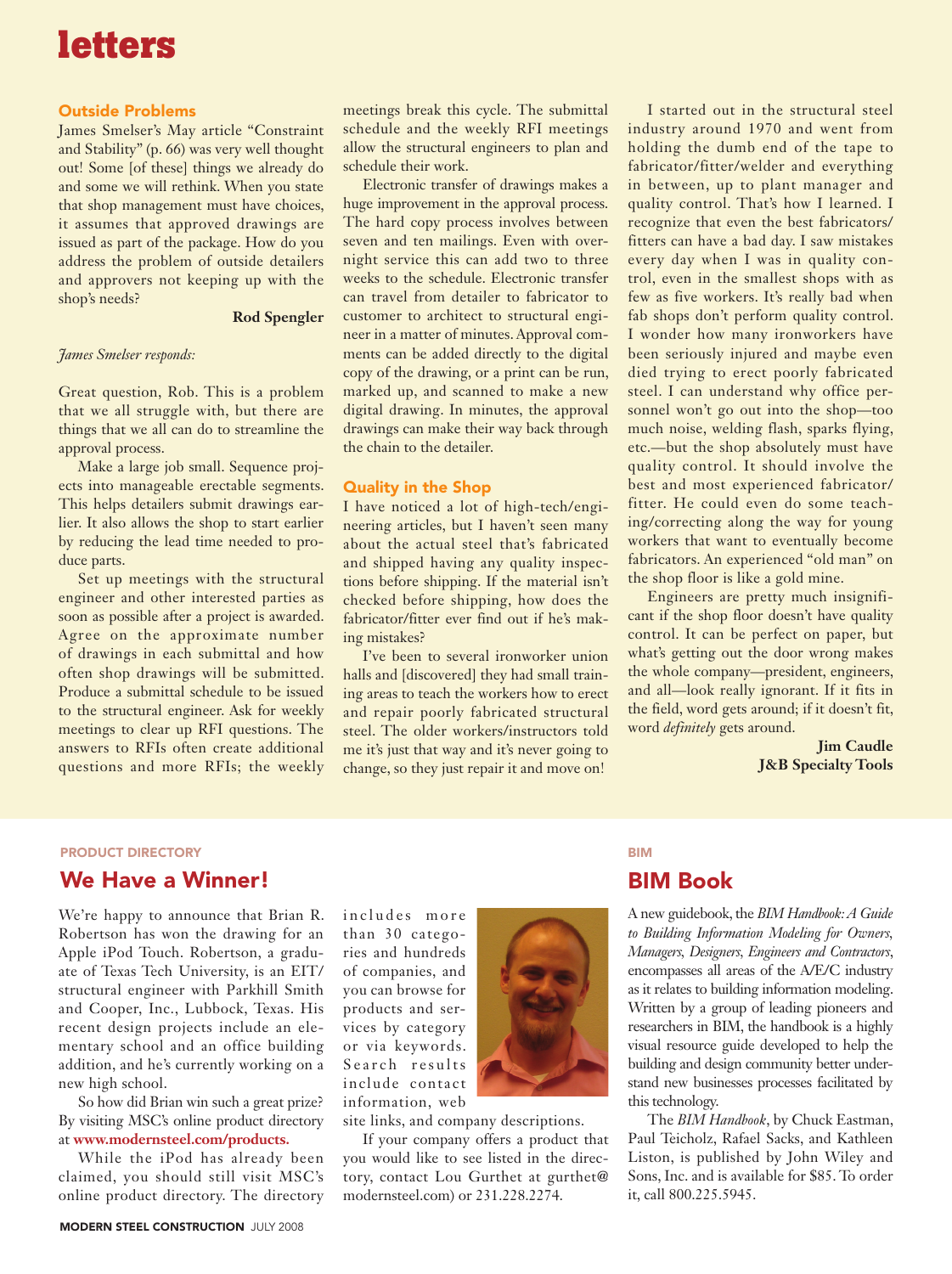# letters

## Outside Problems

James Smelser's May article "Constraint and Stability" (p. 66) was very well thought out! Some [of these] things we already do and some we will rethink. When you state that shop management must have choices, it assumes that approved drawings are issued as part of the package. How do you address the problem of outside detailers and approvers not keeping up with the shop's needs?

**Rod Spengler**

*James Smelser responds:*

Great question, Rob. This is a problem that we all struggle with, but there are things that we all can do to streamline the approval process.

Make a large job small. Sequence projects into manageable erectable segments. This helps detailers submit drawings earlier. It also allows the shop to start earlier by reducing the lead time needed to produce parts.

Set up meetings with the structural engineer and other interested parties as soon as possible after a project is awarded. Agree on the approximate number of drawings in each submittal and how often shop drawings will be submitted. Produce a submittal schedule to be issued to the structural engineer. Ask for weekly meetings to clear up RFI questions. The answers to RFIs often create additional questions and more RFIs; the weekly meetings break this cycle. The submittal schedule and the weekly RFI meetings allow the structural engineers to plan and schedule their work.

Electronic transfer of drawings makes a huge improvement in the approval process. The hard copy process involves between seven and ten mailings. Even with overnight service this can add two to three weeks to the schedule. Electronic transfer can travel from detailer to fabricator to customer to architect to structural engineer in a matter of minutes. Approval comments can be added directly to the digital copy of the drawing, or a print can be run, marked up, and scanned to make a new digital drawing. In minutes, the approval drawings can make their way back through the chain to the detailer.

## Quality in the Shop

I have noticed a lot of high-tech/engineering articles, but I haven't seen many about the actual steel that's fabricated and shipped having any quality inspections before shipping. If the material isn't checked before shipping, how does the fabricator/fitter ever find out if he's making mistakes?

I've been to several ironworker union halls and [discovered] they had small training areas to teach the workers how to erect and repair poorly fabricated structural steel. The older workers/instructors told me it's just that way and it's never going to change, so they just repair it and move on!

I started out in the structural steel industry around 1970 and went from holding the dumb end of the tape to fabricator/fitter/welder and everything in between, up to plant manager and quality control. That's how I learned. I recognize that even the best fabricators/fitters can have a bad day. I saw mistakes every day when I was in quality control, even in the smallest shops with as few as five workers. It's really bad when fab shops don't perform quality control. I wonder how many ironworkers have been seriously injured and maybe even died trying to erect poorly fabricated steel. I can understand why office personnel won't go out into the shop—too much noise, welding flash, sparks flying, etc.—but the shop absolutely must have quality control. It should involve the best and most experienced fabricator/fitter. He could even do some teaching/correcting along the way for young workers that want to eventually become fabricators. An experienced "old man" on the shop floor is like a gold mine.

Engineers are pretty much insignificant if the shop floor doesn't have quality control. It can be perfect on paper, but what's getting out the door wrong makes the whole company—president, engineers, and all—look really ignorant. If it fits in the field, word gets around; if it doesn't fit, word *definitely* gets around.

**Jim Caudle**
**J&B Specialty Tools**

PRODUCT DIRECTORY

## We Have a Winner!

We're happy to announce that Brian R. Robertson has won the drawing for an Apple iPod Touch. Robertson, a graduate of Texas Tech University, is an EIT/structural engineer with Parkhill Smith and Cooper, Inc., Lubbock, Texas. His recent design projects include an elementary school and an office building addition, and he's currently working on a new high school.

So how did Brian win such a great prize? By visiting MSC's online product directory at **www.modernsteel.com/products.**

While the iPod has already been claimed, you should still visit MSC's online product directory. The directory includes more than 30 categories and hundreds of companies, and you can browse for products and services by category or via keywords. Search results include contact information, web site links, and company descriptions.

If your company offers a product that you would like to see listed in the directory, contact Lou Gurthet at gurthet@modernsteel.com) or 231.228.2274.

BIM

## BIM Book

A new guidebook, the *BIM Handbook: A Guide to Building Information Modeling for Owners, Managers, Designers, Engineers and Contractors*, encompasses all areas of the A/E/C industry as it relates to building information modeling. Written by a group of leading pioneers and researchers in BIM, the handbook is a highly visual resource guide developed to help the building and design community better understand new businesses processes facilitated by this technology.

The *BIM Handbook*, by Chuck Eastman, Paul Teicholz, Rafael Sacks, and Kathleen Liston, is published by John Wiley and Sons, Inc. and is available for $85. To order it, call 800.225.5945.